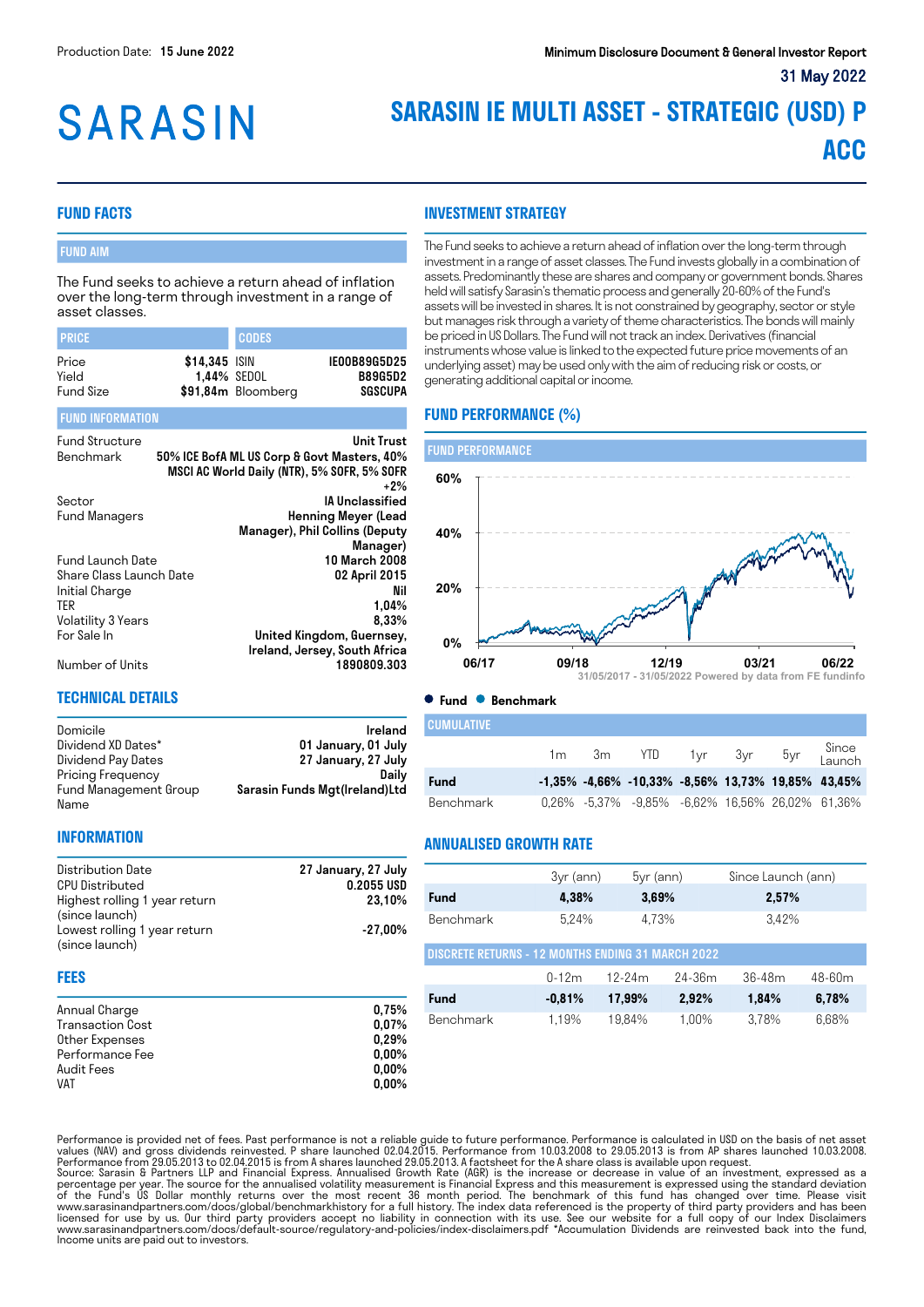Production Date: **15 June 2022**

**Minimum Disclosure Document & General Investor Report**

**31 May 2022**

# SARASIN

# SARASIN IE MULTI ASSET - STRATEGIC (USD) P ACC

## FUND FACTS

### FUND AIM

The Fund seeks to achieve a return ahead of inflation over the long-term through investment in a range of asset classes.

| PRICE | | CODES | |
|---|---|---|---|
| Price | **$14,345** | ISIN | **IE00B89G5D25** |
| Yield | **1,44%** | SEDOL | **B89G5D2** |
| Fund Size | **$91,84m** | Bloomberg | **SGSCUPA** |

### FUND INFORMATION

| | |
|---|---|
| Fund Structure | **Unit Trust** |
| Benchmark | **50% ICE BofA ML US Corp & Govt Masters, 40% MSCI AC World Daily (NTR), 5% SOFR, 5% SOFR +2%** |
| Sector | **IA Unclassified** |
| Fund Managers | **Henning Meyer (Lead Manager), Phil Collins (Deputy Manager)** |
| Fund Launch Date | **10 March 2008** |
| Share Class Launch Date | **02 April 2015** |
| Initial Charge | **Nil** |
| TER | **1,04%** |
| Volatility 3 Years | **8,33%** |
| For Sale In | **United Kingdom, Guernsey, Ireland, Jersey, South Africa** |
| Number of Units | **1890809.303** |

## TECHNICAL DETAILS

| | |
|---|---|
| Domicile | **Ireland** |
| Dividend XD Dates* | **01 January, 01 July** |
| Dividend Pay Dates | **27 January, 27 July** |
| Pricing Frequency | **Daily** |
| Fund Management Group Name | **Sarasin Funds Mgt(Ireland)Ltd** |

## INFORMATION

| | |
|---|---|
| Distribution Date | **27 January, 27 July** |
| CPU Distributed | **0.2055 USD** |
| Highest rolling 1 year return (since launch) | **23,10%** |
| Lowest rolling 1 year return (since launch) | **-27,00%** |

## FEES

| | |
|---|---|
| Annual Charge | **0,75%** |
| Transaction Cost | **0,07%** |
| Other Expenses | **0,29%** |
| Performance Fee | **0,00%** |
| Audit Fees | **0,00%** |
| VAT | **0,00%** |

## INVESTMENT STRATEGY

The Fund seeks to achieve a return ahead of inflation over the long-term through investment in a range of asset classes. The Fund invests globally in a combination of assets. Predominantly these are shares and company or government bonds. Shares held will satisfy Sarasin's thematic process and generally 20-60% of the Fund's assets will be invested in shares. It is not constrained by geography, sector or style but manages risk through a variety of theme characteristics. The bonds will mainly be priced in US Dollars. The Fund will not track an index. Derivatives (financial instruments whose value is linked to the expected future price movements of an underlying asset) may be used only with the aim of reducing risk or costs, or generating additional capital or income.

## FUND PERFORMANCE (%)

### FUND PERFORMANCE

31/05/2017 - 31/05/2022 Powered by data from FE fundinfo

● Fund ● Benchmark

### CUMULATIVE

| | 1m | 3m | YTD | 1yr | 3yr | 5yr | Since Launch |
|---|---|---|---|---|---|---|---|
| **Fund** | **-1,35%** | **-4,66%** | **-10,33%** | **-8,56%** | **13,73%** | **19,85%** | **43,45%** |
| Benchmark | 0,26% | -5,37% | -9,85% | -6,62% | 16,56% | 26,02% | 61,36% |

## ANNUALISED GROWTH RATE

| | 3yr (ann) | 5yr (ann) | Since Launch (ann) |
|---|---|---|---|
| **Fund** | **4,38%** | **3,69%** | **2,57%** |
| Benchmark | 5,24% | 4,73% | 3,42% |

### DISCRETE RETURNS - 12 MONTHS ENDING 31 MARCH 2022

| | 0-12m | 12-24m | 24-36m | 36-48m | 48-60m |
|---|---|---|---|---|---|
| **Fund** | **-0,81%** | **17,99%** | **2,92%** | **1,84%** | **6,78%** |
| Benchmark | 1,19% | 19,84% | 1,00% | 3,78% | 6,68% |

Performance is provided net of fees. Past performance is not a reliable guide to future performance. Performance is calculated in USD on the basis of net asset values (NAV) and gross dividends reinvested. P share launched 02.04.2015. Performance from 10.03.2008 to 29.05.2013 is from AP shares launched 10.03.2008. Performance from 29.05.2013 to 02.04.2015 is from A shares launched 29.05.2013. A factsheet for the A share class is available upon request.
Source: Sarasin & Partners LLP and Financial Express. Annualised Growth Rate (AGR) is the increase or decrease in value of an investment, expressed as a percentage per year. The source for the annualised volatility measurement is Financial Express and this measurement is expressed using the standard deviation of the Fund's US Dollar monthly returns over the most recent 36 month period. The benchmark of this fund has changed over time. Please visit www.sarasinandpartners.com/docs/global/benchmarkhistory for a full history. The index data referenced is the property of third party providers and has been licensed for use by us. Our third party providers accept no liability in connection with its use. See our website for a full copy of our Index Disclaimers www.sarasinandpartners.com/docs/default-source/regulatory-and-policies/index-disclaimers.pdf *Accumulation Dividends are reinvested back into the fund, Income units are paid out to investors.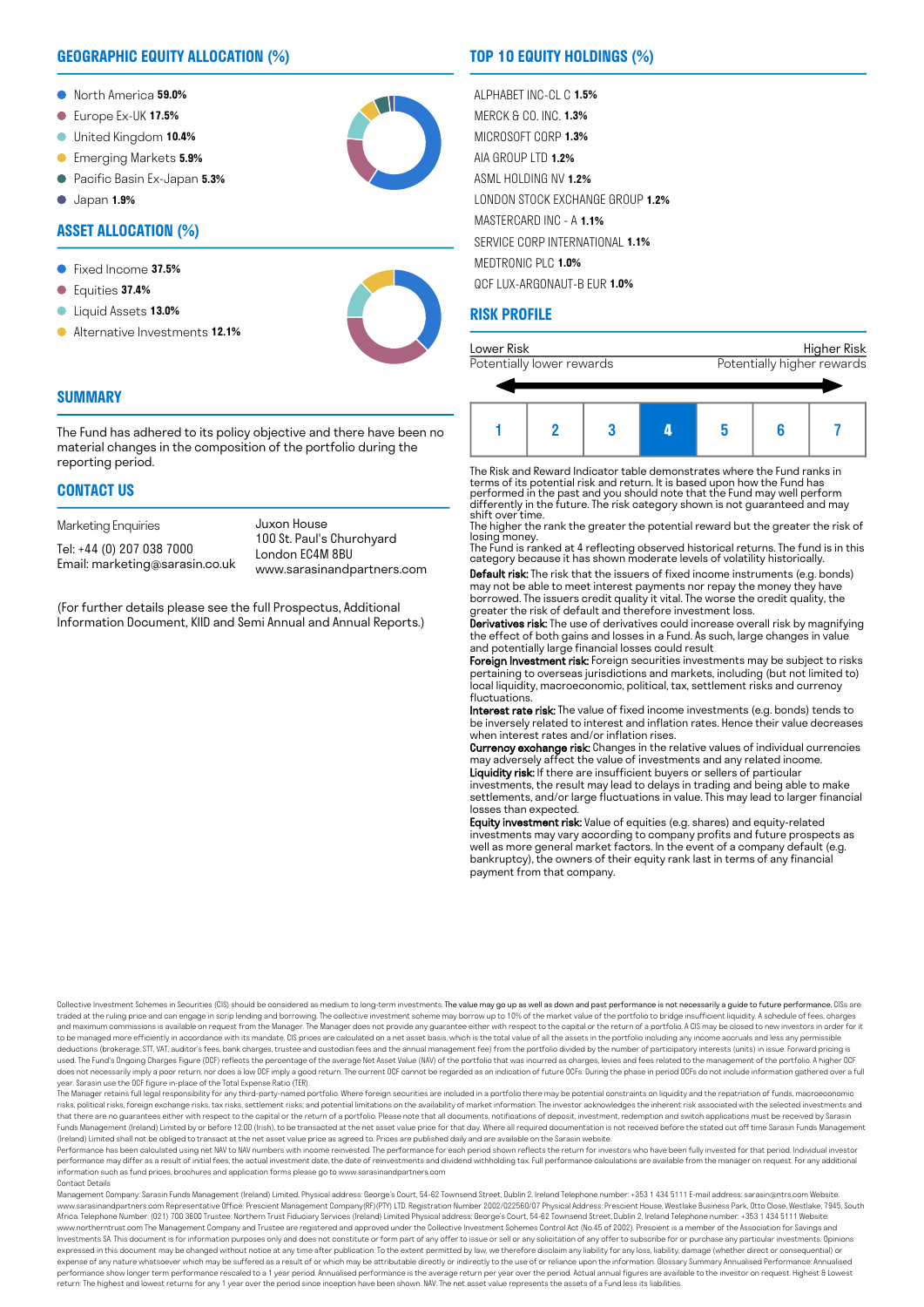## GEOGRAPHIC EQUITY ALLOCATION (%)

- North America **59.0%**
- Europe Ex-UK **17.5%**
- United Kingdom **10.4%**
- Emerging Markets **5.9%**
- Pacific Basin Ex-Japan **5.3%**
- Japan **1.9%**

## ASSET ALLOCATION (%)

- Fixed Income **37.5%**
- Equities **37.4%**
- Liquid Assets **13.0%**
- Alternative Investments **12.1%**

## SUMMARY

The Fund has adhered to its policy objective and there have been no material changes in the composition of the portfolio during the reporting period.

## CONTACT US

Marketing Enquiries

Tel: +44 (0) 207 038 7000
Email: marketing@sarasin.co.uk

Juxon House
100 St. Paul's Churchyard
London EC4M 8BU
www.sarasinandpartners.com

(For further details please see the full Prospectus, Additional Information Document, KIID and Semi Annual and Annual Reports.)

## TOP 10 EQUITY HOLDINGS (%)

- ALPHABET INC-CL C **1.5%**
- MERCK & CO. INC. **1.3%**
- MICROSOFT CORP **1.3%**
- AIA GROUP LTD **1.2%**
- ASML HOLDING NV **1.2%**
- LONDON STOCK EXCHANGE GROUP **1.2%**
- MASTERCARD INC - A **1.1%**
- SERVICE CORP INTERNATIONAL **1.1%**
- MEDTRONIC PLC **1.0%**
- QCF LUX-ARGONAUT-B EUR **1.0%**

## RISK PROFILE

Lower Risk — Higher Risk
Potentially lower rewards — Potentially higher rewards

| 1 | 2 | 3 | **4** | 5 | 6 | 7 |
|---|---|---|---|---|---|---|

The Risk and Reward Indicator table demonstrates where the Fund ranks in terms of its potential risk and return. It is based upon how the Fund has performed in the past and you should note that the Fund may well perform differently in the future. The risk category shown is not guaranteed and may shift over time.
The higher the rank the greater the potential reward but the greater the risk of losing money.
The Fund is ranked at 4 reflecting observed historical returns. The fund is in this category because it has shown moderate levels of volatility historically.

**Default risk:** The risk that the issuers of fixed income instruments (e.g. bonds) may not be able to meet interest payments nor repay the money they have borrowed. The issuers credit quality it vital. The worse the credit quality, the greater the risk of default and therefore investment loss.
**Derivatives risk:** The use of derivatives could increase overall risk by magnifying the effect of both gains and losses in a Fund. As such, large changes in value and potentially large financial losses could result
**Foreign Investment risk:** Foreign securities investments may be subject to risks pertaining to overseas jurisdictions and markets, including (but not limited to) local liquidity, macroeconomic, political, tax, settlement risks and currency fluctuations.
**Interest rate risk:** The value of fixed income investments (e.g. bonds) tends to be inversely related to interest and inflation rates. Hence their value decreases when interest rates and/or inflation rises.
**Currency exchange risk:** Changes in the relative values of individual currencies may adversely affect the value of investments and any related income.
**Liquidity risk:** If there are insufficient buyers or sellers of particular investments, the result may lead to delays in trading and being able to make settlements, and/or large fluctuations in value. This may lead to larger financial losses than expected.
**Equity investment risk:** Value of equities (e.g. shares) and equity-related investments may vary according to company profits and future prospects as well as more general market factors. In the event of a company default (e.g. bankruptcy), the owners of their equity rank last in terms of any financial payment from that company.

Collective Investment Schemes in Securities (CIS) should be considered as medium to long-term investments. The value may go up as well as down and past performance is not necessarily a guide to future performance. CISs are traded at the ruling price and can engage in scrip lending and borrowing. The collective investment scheme may borrow up to 10% of the market value of the portfolio to bridge insufficient liquidity. A schedule of fees, charges and maximum commissions is available on request from the Manager. The Manager does not provide any guarantee either with respect to the capital or the return of a portfolio. A CIS may be closed to new investors in order for it to be managed more efficiently in accordance with its mandate. CIS prices are calculated on a net asset basis, which is the total value of all the assets in the portfolio including any income accruals and less any permissible deductions (brokerage, STT, VAT, auditor's fees, bank charges, trustee and custodian fees and the annual management fee) from the portfolio divided by the number of participatory interests (units) in issue. Forward pricing is used. The Fund's Ongoing Charges Figure (OCF) reflects the percentage of the average Net Asset Value (NAV) of the portfolio that was incurred as charges, levies and fees related to the management of the portfolio. A higher OCF does not necessarily imply a poor return, nor does a low OCF imply a good return. The current OCF cannot be regarded as an indication of future OCFs. During the phase in period OCFs do not include information gathered over a full year. Sarasin use the OCF figure in-place of the Total Expense Ratio (TER).
The Manager retains full legal responsibility for any third-party-named portfolio. Where foreign securities are included in a portfolio there may be potential constraints on liquidity and the repatriation of funds, macroeconomic risks, political risks, foreign exchange risks, tax risks, settlement risks; and potential limitations on the availability of market information. The investor acknowledges the inherent risk associated with the selected investments and that there are no guarantees either with respect to the capital or the return of a portfolio. Please note that all documents, notifications of deposit, investment, redemption and switch applications must be received by Sarasin Funds Management (Ireland) Limited by or before 12:00 (Irish), to be transacted at the net asset value price for that day. Where all required documentation is not received before the stated cut off time Sarasin Funds Management (Ireland) Limited shall not be obliged to transact at the net asset value price as agreed to. Prices are published daily and are available on the Sarasin website.
Performance has been calculated using net NAV to NAV numbers with income reinvested. The performance for each period shown reflects the return for investors who have been fully invested for that period. Individual investor performance may differ as a result of initial fees, the actual investment date, the date of reinvestments and dividend withholding tax. Full performance calculations are available from the manager on request. For any additional information such as fund prices, brochures and application forms please go to www.sarasinandpartners.com
Contact Details
Management Company: Sarasin Funds Management (Ireland) Limited, Physical address: George's Court, 54-62 Townsend Street, Dublin 2, Ireland Telephone number: +353 1 434 5111 E-mail address: sarasin@ntrs.com Website: www.sarasinandpartners.com Representative Office: Prescient Management Company(RF)(PTY) LTD. Registration Number 2002/022560/07 Physical Address: Prescient House, Westlake Business Park, Otto Close, Westlake, 7945, South Africa. Telephone Number: (021) 700 3600 Trustee: Northern Trust Fiduciary Services (Ireland) Limited Physical address: George's Court, 54-62 Townsend Street, Dublin 2, Ireland Telephone number: +353 1 434 5111 Website: www.northerntrust.com The Management Company and Trustee are registered and approved under the Collective Investment Schemes Control Act (No.45 of 2002). Prescient is a member of the Association for Savings and Investments SA. This document is for information purposes only and does not constitute or form part of any offer to issue or sell or any solicitation of any offer to subscribe for or purchase any particular investments. Opinions expressed in this document may be changed without notice at any time after publication. To the extent permitted by law, we therefore disclaim any liability for any loss, liability, damage (whether direct or consequential) or expense of any nature whatsoever which may be suffered as a result of or which may be attributable directly or indirectly to the use of or reliance upon the information. Glossary Summary Annualised Performance: Annualised performance show longer term performance rescaled to a 1 year period. Annualised performance is the average return per year over the period. Actual annual figures are available to the investor on request. Highest & Lowest return: The highest and lowest returns for any 1 year over the period since inception have been shown. NAV: The net asset value represents the assets of a Fund less its liabilities.